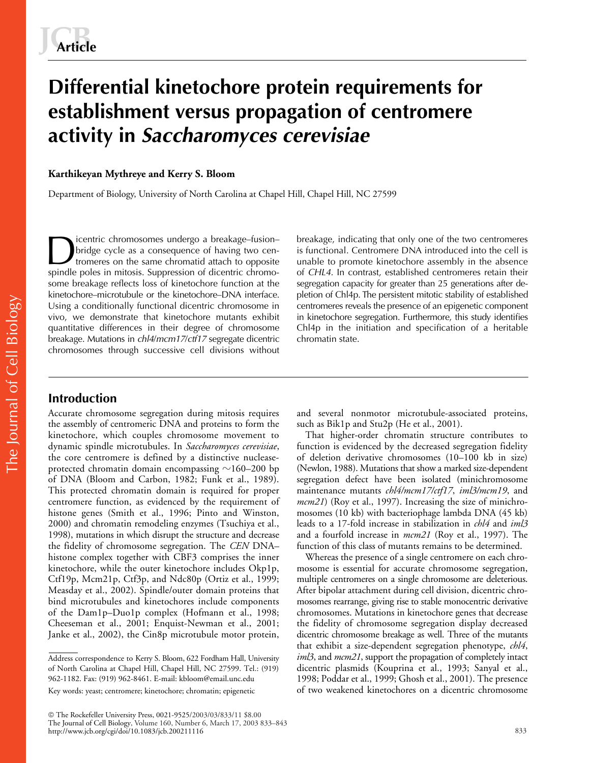Article

# Differential kinetochore protein requirements for establishment versus propagation of centromere activity in *Saccharomyces cerevisiae*

**Karthikeyan Mythreye and Kerry S. Bloom**

Department of Biology, University of North Carolina at Chapel Hill, Chapel Hill, NC 27599

Dicentric chromosomes undergo a breakage–fusion–bridge cycle as a consequence of having two centromeres on the same chromatid attach to opposite spindle poles in mitosis. Suppression of dicentric chromosome breakage reflects loss of kinetochore function at the kinetochore–microtubule or the kinetochore–DNA interface. Using a conditionally functional dicentric chromosome in vivo, we demonstrate that kinetochore mutants exhibit quantitative differences in their degree of chromosome breakage. Mutations in *chl4/mcm17/ctf17* segregate dicentric chromosomes through successive cell divisions without breakage, indicating that only one of the two centromeres is functional. Centromere DNA introduced into the cell is unable to promote kinetochore assembly in the absence of *CHL4*. In contrast, established centromeres retain their segregation capacity for greater than 25 generations after depletion of Chl4p. The persistent mitotic stability of established centromeres reveals the presence of an epigenetic component in kinetochore segregation. Furthermore, this study identifies Chl4p in the initiation and specification of a heritable chromatin state.

## Introduction

Accurate chromosome segregation during mitosis requires the assembly of centromeric DNA and proteins to form the kinetochore, which couples chromosome movement to dynamic spindle microtubules. In *Saccharomyces cerevisiae*, the core centromere is defined by a distinctive nuclease-protected chromatin domain encompassing ~160–200 bp of DNA (Bloom and Carbon, 1982; Funk et al., 1989). This protected chromatin domain is required for proper centromere function, as evidenced by the requirement of histone genes (Smith et al., 1996; Pinto and Winston, 2000) and chromatin remodeling enzymes (Tsuchiya et al., 1998), mutations in which disrupt the structure and decrease the fidelity of chromosome segregation. The *CEN* DNA–histone complex together with CBF3 comprises the inner kinetochore, while the outer kinetochore includes Okp1p, Ctf19p, Mcm21p, Ctf3p, and Ndc80p (Ortiz et al., 1999; Measday et al., 2002). Spindle/outer domain proteins that bind microtubules and kinetochores include components of the Dam1p–Duo1p complex (Hofmann et al., 1998; Cheeseman et al., 2001; Enquist-Newman et al., 2001; Janke et al., 2002), the Cin8p microtubule motor protein, and several nonmotor microtubule-associated proteins, such as Bik1p and Stu2p (He et al., 2001).

That higher-order chromatin structure contributes to function is evidenced by the decreased segregation fidelity of deletion derivative chromosomes (10–100 kb in size) (Newlon, 1988). Mutations that show a marked size-dependent segregation defect have been isolated (minichromosome maintenance mutants *chl4/mcm17/ctf17*, *iml3/mcm19*, and *mcm21*) (Roy et al., 1997). Increasing the size of minichromosomes (10 kb) with bacteriophage lambda DNA (45 kb) leads to a 17-fold increase in stabilization in *chl4* and *iml3* and a fourfold increase in *mcm21* (Roy et al., 1997). The function of this class of mutants remains to be determined.

Whereas the presence of a single centromere on each chromosome is essential for accurate chromosome segregation, multiple centromeres on a single chromosome are deleterious. After bipolar attachment during cell division, dicentric chromosomes rearrange, giving rise to stable monocentric derivative chromosomes. Mutations in kinetochore genes that decrease the fidelity of chromosome segregation display decreased dicentric chromosome breakage as well. Three of the mutants that exhibit a size-dependent segregation phenotype, *chl4*, *iml3*, and *mcm21*, support the propagation of completely intact dicentric plasmids (Kouprina et al., 1993; Sanyal et al., 1998; Poddar et al., 1999; Ghosh et al., 2001). The presence of two weakened kinetochores on a dicentric chromosome

Address correspondence to Kerry S. Bloom, 622 Fordham Hall, University of North Carolina at Chapel Hill, Chapel Hill, NC 27599. Tel.: (919) 962-1182. Fax: (919) 962-8461. E-mail: kbloom@email.unc.edu

Key words: yeast; centromere; kinetochore; chromatin; epigenetic

© The Rockefeller University Press, 0021-9525/2003/03/833/11 $8.00
The Journal of Cell Biology, Volume 160, Number 6, March 17, 2003 833–843
http://www.jcb.org/cgi/doi/10.1083/jcb.200211116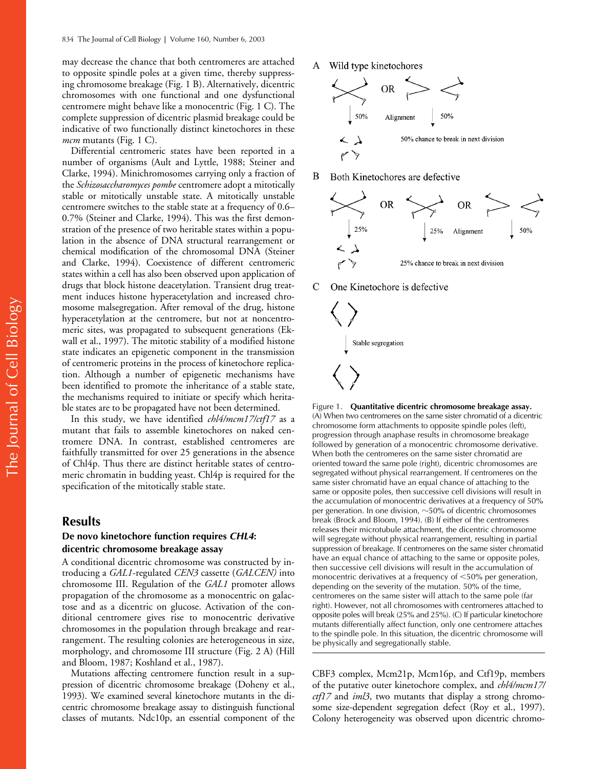may decrease the chance that both centromeres are attached to opposite spindle poles at a given time, thereby suppressing chromosome breakage (Fig. 1 B). Alternatively, dicentric chromosomes with one functional and one dysfunctional centromere might behave like a monocentric (Fig. 1 C). The complete suppression of dicentric plasmid breakage could be indicative of two functionally distinct kinetochores in these *mcm* mutants (Fig. 1 C).

Differential centromeric states have been reported in a number of organisms (Ault and Lyttle, 1988; Steiner and Clarke, 1994). Minichromosomes carrying only a fraction of the *Schizosaccharomyces pombe* centromere adopt a mitotically stable or mitotically unstable state. A mitotically unstable centromere switches to the stable state at a frequency of 0.6–0.7% (Steiner and Clarke, 1994). This was the first demonstration of the presence of two heritable states within a population in the absence of DNA structural rearrangement or chemical modification of the chromosomal DNA (Steiner and Clarke, 1994). Coexistence of different centromeric states within a cell has also been observed upon application of drugs that block histone deacetylation. Transient drug treatment induces histone hyperacetylation and increased chromosome malsegregation. After removal of the drug, histone hyperacetylation at the centromere, but not at noncentromeric sites, was propagated to subsequent generations (Ekwall et al., 1997). The mitotic stability of a modified histone state indicates an epigenetic component in the transmission of centromeric proteins in the process of kinetochore replication. Although a number of epigenetic mechanisms have been identified to promote the inheritance of a stable state, the mechanisms required to initiate or specify which heritable states are to be propagated have not been determined.

In this study, we have identified *chl4/mcm17/ctf17* as a mutant that fails to assemble kinetochores on naked centromere DNA. In contrast, established centromeres are faithfully transmitted for over 25 generations in the absence of Chl4p. Thus there are distinct heritable states of centromeric chromatin in budding yeast. Chl4p is required for the specification of the mitotically stable state.

A Wild type kinetochores

OR

50% Alignment 50%

50% chance to break in next division

B Both Kinetochores are defective

OR OR

25% 25% Alignment 50%

25% chance to break in next division

C One Kinetochore is defective

Stable segregation

Figure 1. **Quantitative dicentric chromosome breakage assay.** (A) When two centromeres on the same sister chromatid of a dicentric chromosome form attachments to opposite spindle poles (left), progression through anaphase results in chromosome breakage followed by generation of a monocentric chromosome derivative. When both the centromeres on the same sister chromatid are oriented toward the same pole (right), dicentric chromosomes are segregated without physical rearrangement. If centromeres on the same sister chromatid have an equal chance of attaching to the same or opposite poles, then successive cell divisions will result in the accumulation of monocentric derivatives at a frequency of 50% per generation. In one division, ~50% of dicentric chromosomes break (Brock and Bloom, 1994). (B) If either of the centromeres releases their microtubule attachment, the dicentric chromosome will segregate without physical rearrangement, resulting in partial suppression of breakage. If centromeres on the same sister chromatid have an equal chance of attaching to the same or opposite poles, then successive cell divisions will result in the accumulation of monocentric derivatives at a frequency of <50% per generation, depending on the severity of the mutation. 50% of the time, centromeres on the same sister will attach to the same pole (far right). However, not all chromosomes with centromeres attached to opposite poles will break (25% and 25%). (C) If particular kinetochore mutants differentially affect function, only one centromere attaches to the spindle pole. In this situation, the dicentric chromosome will be physically and segregationally stable.

## Results

### De novo kinetochore function requires *CHL4*: dicentric chromosome breakage assay

A conditional dicentric chromosome was constructed by introducing a *GAL1*-regulated *CEN3* cassette (*GALCEN*) into chromosome III. Regulation of the *GAL1* promoter allows propagation of the chromosome as a monocentric on galactose and as a dicentric on glucose. Activation of the conditional centromere gives rise to monocentric derivative chromosomes in the population through breakage and rearrangement. The resulting colonies are heterogeneous in size, morphology, and chromosome III structure (Fig. 2 A) (Hill and Bloom, 1987; Koshland et al., 1987).

Mutations affecting centromere function result in a suppression of dicentric chromosome breakage (Doheny et al., 1993). We examined several kinetochore mutants in the dicentric chromosome breakage assay to distinguish functional classes of mutants. Ndc10p, an essential component of the CBF3 complex, Mcm21p, Mcm16p, and Ctf19p, members of the putative outer kinetochore complex, and *chl4/mcm17/ctf17* and *iml3*, two mutants that display a strong chromosome size-dependent segregation defect (Roy et al., 1997). Colony heterogeneity was observed upon dicentric chromo-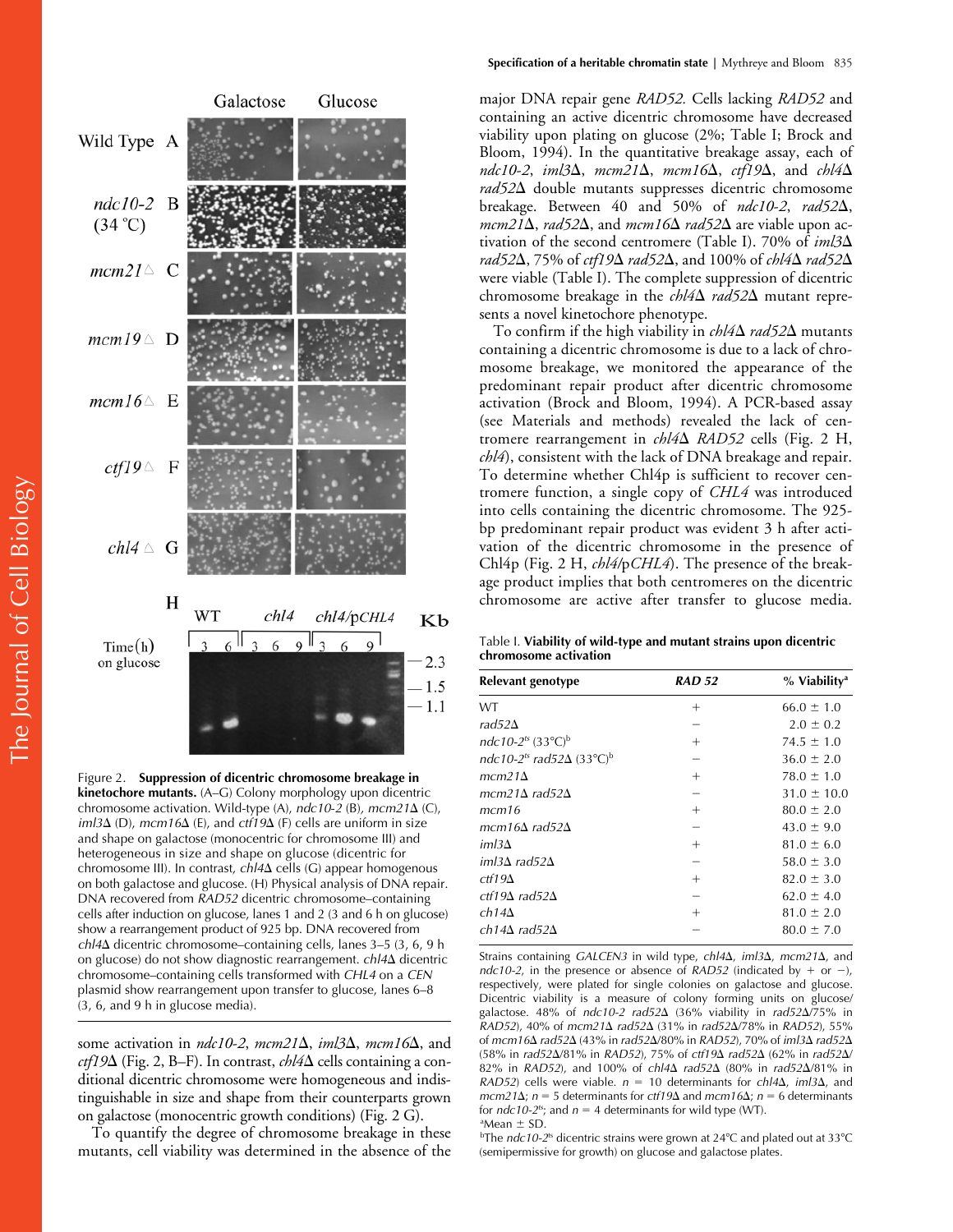Figure 2. **Suppression of dicentric chromosome breakage in kinetochore mutants.** (A–G) Colony morphology upon dicentric chromosome activation. Wild-type (A), *ndc10-2* (B), *mcm21Δ* (C), *iml3Δ* (D), *mcm16Δ* (E), and *ctf19Δ* (F) cells are uniform in size and shape on galactose (monocentric for chromosome III) and heterogeneous in size and shape on glucose (dicentric for chromosome III). In contrast, *chl4Δ* cells (G) appear homogenous on both galactose and glucose. (H) Physical analysis of DNA repair. DNA recovered from *RAD52* dicentric chromosome–containing cells after induction on glucose, lanes 1 and 2 (3 and 6 h on glucose) show a rearrangement product of 925 bp. DNA recovered from *chl4Δ* dicentric chromosome–containing cells, lanes 3–5 (3, 6, 9 h on glucose) do not show diagnostic rearrangement. *chl4Δ* dicentric chromosome–containing cells transformed with *CHL4* on a *CEN* plasmid show rearrangement upon transfer to glucose, lanes 6–8 (3, 6, and 9 h in glucose media).

some activation in *ndc10-2*, *mcm21Δ*, *iml3Δ*, *mcm16Δ*, and *ctf19Δ* (Fig. 2, B–F). In contrast, *chl4Δ* cells containing a conditional dicentric chromosome were homogeneous and indistinguishable in size and shape from their counterparts grown on galactose (monocentric growth conditions) (Fig. 2 G).

To quantify the degree of chromosome breakage in these mutants, cell viability was determined in the absence of the major DNA repair gene *RAD52*. Cells lacking *RAD52* and containing an active dicentric chromosome have decreased viability upon plating on glucose (2%; Table I; Brock and Bloom, 1994). In the quantitative breakage assay, each of *ndc10-2*, *iml3Δ*, *mcm21Δ*, *mcm16Δ*, *ctf19Δ*, and *chl4Δ rad52Δ* double mutants suppresses dicentric chromosome breakage. Between 40 and 50% of *ndc10-2*, *rad52Δ*, *mcm21Δ*, *rad52Δ*, and *mcm16Δ rad52Δ* are viable upon activation of the second centromere (Table I). 70% of *iml3Δ rad52Δ*, 75% of *ctf19Δ rad52Δ*, and 100% of *chl4Δ rad52Δ* were viable (Table I). The complete suppression of dicentric chromosome breakage in the *chl4Δ rad52Δ* mutant represents a novel kinetochore phenotype.

To confirm if the high viability in *chl4Δ rad52Δ* mutants containing a dicentric chromosome is due to a lack of chromosome breakage, we monitored the appearance of the predominant repair product after dicentric chromosome activation (Brock and Bloom, 1994). A PCR-based assay (see Materials and methods) revealed the lack of centromere rearrangement in *chl4Δ RAD52* cells (Fig. 2 H, *chl4*), consistent with the lack of DNA breakage and repair. To determine whether Chl4p is sufficient to recover centromere function, a single copy of *CHL4* was introduced into cells containing the dicentric chromosome. The 925-bp predominant repair product was evident 3 h after activation of the dicentric chromosome in the presence of Chl4p (Fig. 2 H, *chl4*/p*CHL4*). The presence of the breakage product implies that both centromeres on the dicentric chromosome are active after transfer to glucose media.

Table I. **Viability of wild-type and mutant strains upon dicentric chromosome activation**

| Relevant genotype | *RAD 52* | % Viability[a] |
|---|---|---|
| WT | + | 66.0 ± 1.0 |
| *rad52Δ* | − | 2.0 ± 0.2 |
| *ndc10-2[ts]* (33°C)[b] | + | 74.5 ± 1.0 |
| *ndc10-2[ts] rad52Δ* (33°C)[b] | − | 36.0 ± 2.0 |
| *mcm21Δ* | + | 78.0 ± 1.0 |
| *mcm21Δ rad52Δ* | − | 31.0 ± 10.0 |
| *mcm16* | + | 80.0 ± 2.0 |
| *mcm16Δ rad52Δ* | − | 43.0 ± 9.0 |
| *iml3Δ* | + | 81.0 ± 6.0 |
| *iml3Δ rad52Δ* | − | 58.0 ± 3.0 |
| *ctf19Δ* | + | 82.0 ± 3.0 |
| *ctf19Δ rad52Δ* | − | 62.0 ± 4.0 |
| *ch14Δ* | + | 81.0 ± 2.0 |
| *ch14Δ rad52Δ* | − | 80.0 ± 7.0 |

Strains containing *GALCEN3* in wild type, *chl4Δ*, *iml3Δ*, *mcm21Δ*, and *ndc10-2*, in the presence or absence of *RAD52* (indicated by + or −), respectively, were plated for single colonies on galactose and glucose. Dicentric viability is a measure of colony forming units on glucose/galactose. 48% of *ndc10-2 rad52Δ* (36% viability in *rad52Δ*/75% in *RAD52*), 40% of *mcm21Δ rad52Δ* (31% in *rad52Δ*/78% in *RAD52*), 55% of *mcm16Δ rad52Δ* (43% in *rad52Δ*/80% in *RAD52*), 70% of *iml3Δ rad52Δ* (58% in *rad52Δ*/81% in *RAD52*), 75% of *ctf19Δ rad52Δ* (62% in *rad52Δ*/82% in *RAD52*), and 100% of *chl4Δ rad52Δ* (80% in *rad52Δ*/81% in *RAD52*) cells were viable. $n$ = 10 determinants for *chl4Δ*, *iml3Δ*, and *mcm21Δ*; $n$ = 5 determinants for *ctf19Δ* and *mcm16Δ*; $n$ = 6 determinants for *ndc10-2[ts]*; and $n$ = 4 determinants for wild type (WT).

[a]Mean ± SD.

[b]The *ndc10-2[ts]* dicentric strains were grown at 24°C and plated out at 33°C (semipermissive for growth) on glucose and galactose plates.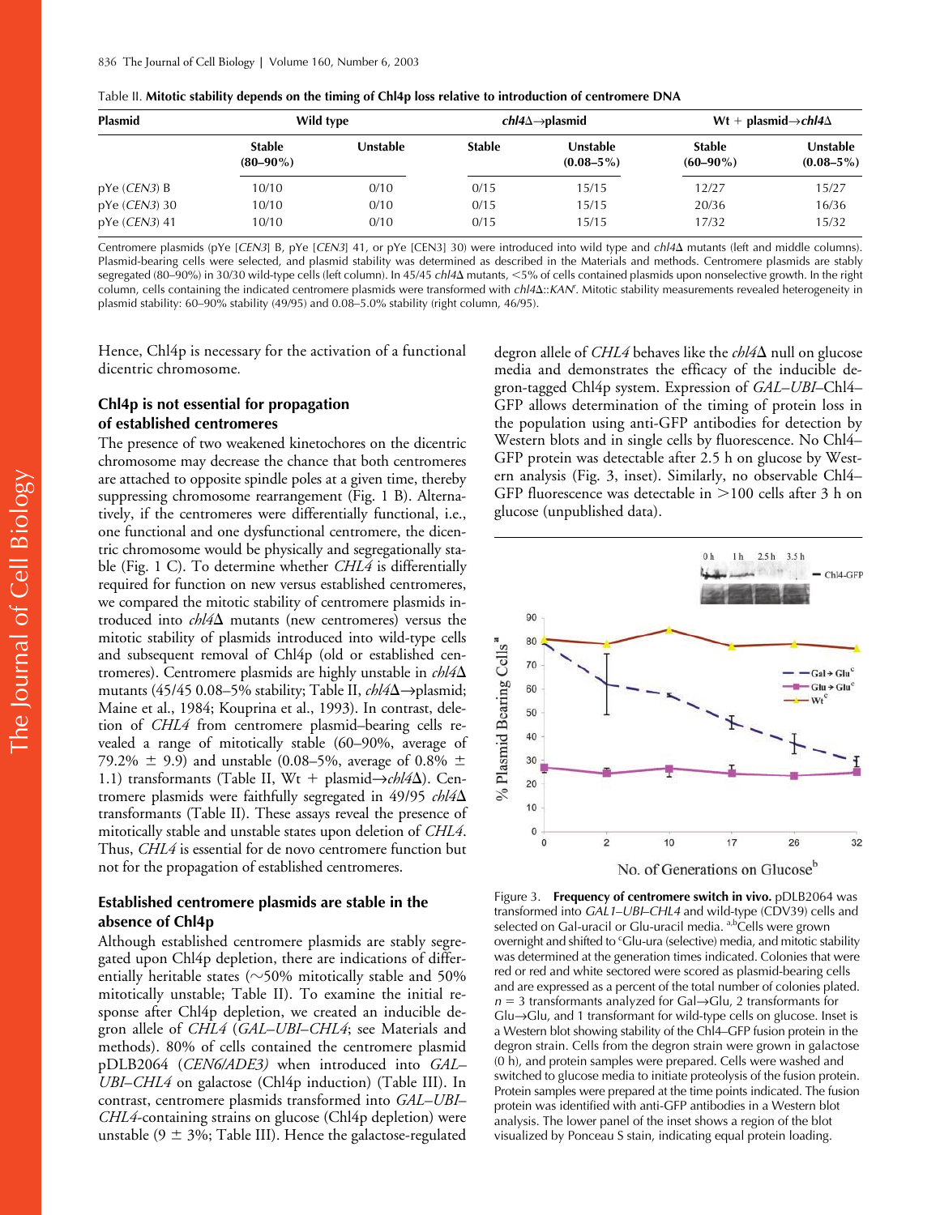Table II. **Mitotic stability depends on the timing of Chl4p loss relative to introduction of centromere DNA**

| Plasmid | Wild type | | *chl4*Δ→plasmid | | Wt + plasmid→*chl4*Δ | |
|---|---|---|---|---|---|---|
| | Stable (80–90%) | Unstable | Stable | Unstable (0.08–5%) | Stable (60–90%) | Unstable (0.08–5%) |
| pYe (*CEN3*) B | 10/10 | 0/10 | 0/15 | 15/15 | 12/27 | 15/27 |
| pYe (*CEN3*) 30 | 10/10 | 0/10 | 0/15 | 15/15 | 20/36 | 16/36 |
| pYe (*CEN3*) 41 | 10/10 | 0/10 | 0/15 | 15/15 | 17/32 | 15/32 |

Centromere plasmids (pYe [*CEN3*] B, pYe [*CEN3*] 41, or pYe [CEN3] 30) were introduced into wild type and *chl4*Δ mutants (left and middle columns). Plasmid-bearing cells were selected, and plasmid stability was determined as described in the Materials and methods. Centromere plasmids are stably segregated (80–90%) in 30/30 wild-type cells (left column). In 45/45 *chl4*Δ mutants, <5% of cells contained plasmids upon nonselective growth. In the right column, cells containing the indicated centromere plasmids were transformed with *chl4*Δ::*KAN*[r]. Mitotic stability measurements revealed heterogeneity in plasmid stability: 60–90% stability (49/95) and 0.08–5.0% stability (right column, 46/95).

Hence, Chl4p is necessary for the activation of a functional dicentric chromosome.

### Chl4p is not essential for propagation of established centromeres

The presence of two weakened kinetochores on the dicentric chromosome may decrease the chance that both centromeres are attached to opposite spindle poles at a given time, thereby suppressing chromosome rearrangement (Fig. 1 B). Alternatively, if the centromeres were differentially functional, i.e., one functional and one dysfunctional centromere, the dicentric chromosome would be physically and segregationally stable (Fig. 1 C). To determine whether *CHL4* is differentially required for function on new versus established centromeres, we compared the mitotic stability of centromere plasmids introduced into *chl4*Δ mutants (new centromeres) versus the mitotic stability of plasmids introduced into wild-type cells and subsequent removal of Chl4p (old or established centromeres). Centromere plasmids are highly unstable in *chl4*Δ mutants (45/45 0.08–5% stability; Table II, *chl4*Δ→plasmid; Maine et al., 1984; Kouprina et al., 1993). In contrast, deletion of *CHL4* from centromere plasmid–bearing cells revealed a range of mitotically stable (60–90%, average of 79.2% ± 9.9) and unstable (0.08–5%, average of 0.8% ± 1.1) transformants (Table II, Wt + plasmid→*chl4*Δ). Centromere plasmids were faithfully segregated in 49/95 *chl4*Δ transformants (Table II). These assays reveal the presence of mitotically stable and unstable states upon deletion of *CHL4*. Thus, *CHL4* is essential for de novo centromere function but not for the propagation of established centromeres.

### Established centromere plasmids are stable in the absence of Chl4p

Although established centromere plasmids are stably segregated upon Chl4p depletion, there are indications of differentially heritable states (~50% mitotically stable and 50% mitotically unstable; Table II). To examine the initial response after Chl4p depletion, we created an inducible degron allele of *CHL4* (*GAL–UBI–CHL4*; see Materials and methods). 80% of cells contained the centromere plasmid pDLB2064 (*CEN6/ADE3)* when introduced into *GAL–UBI–CHL4* on galactose (Chl4p induction) (Table III). In contrast, centromere plasmids transformed into *GAL–UBI–CHL4*-containing strains on glucose (Chl4p depletion) were unstable (9 ± 3%; Table III). Hence the galactose-regulated degron allele of *CHL4* behaves like the *chl4*Δ null on glucose media and demonstrates the efficacy of the inducible degron-tagged Chl4p system. Expression of *GAL–UBI*–Chl4–GFP allows determination of the timing of protein loss in the population using anti-GFP antibodies for detection by Western blots and in single cells by fluorescence. No Chl4–GFP protein was detectable after 2.5 h on glucose by Western analysis (Fig. 3, inset). Similarly, no observable Chl4–GFP fluorescence was detectable in >100 cells after 3 h on glucose (unpublished data).

Figure 3. **Frequency of centromere switch in vivo.** pDLB2064 was transformed into *GAL1–UBI–CHL4* and wild-type (CDV39) cells and selected on Gal-uracil or Glu-uracil media. [a,b]Cells were grown overnight and shifted to [c]Glu-ura (selective) media, and mitotic stability was determined at the generation times indicated. Colonies that were red or red and white sectored were scored as plasmid-bearing cells and are expressed as a percent of the total number of colonies plated. $n = 3$ transformants analyzed for Gal→Glu, 2 transformants for Glu→Glu, and 1 transformant for wild-type cells on glucose. Inset is a Western blot showing stability of the Chl4–GFP fusion protein in the degron strain. Cells from the degron strain were grown in galactose (0 h), and protein samples were prepared. Cells were washed and switched to glucose media to initiate proteolysis of the fusion protein. Protein samples were prepared at the time points indicated. The fusion protein was identified with anti-GFP antibodies in a Western blot analysis. The lower panel of the inset shows a region of the blot visualized by Ponceau S stain, indicating equal protein loading.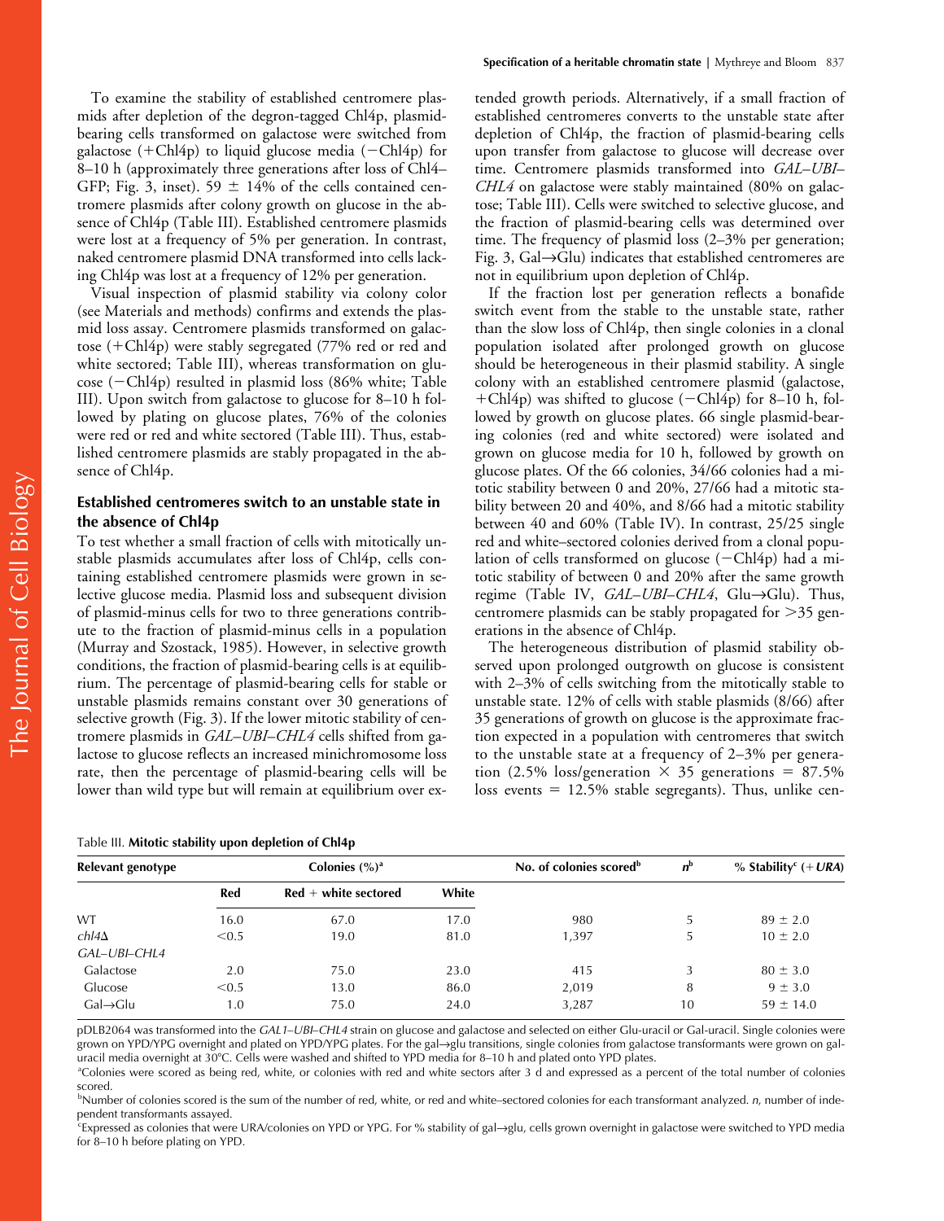To examine the stability of established centromere plasmids after depletion of the degron-tagged Chl4p, plasmid-bearing cells transformed on galactose were switched from galactose (+Chl4p) to liquid glucose media (−Chl4p) for 8–10 h (approximately three generations after loss of Chl4–GFP; Fig. 3, inset). 59 ± 14% of the cells contained centromere plasmids after colony growth on glucose in the absence of Chl4p (Table III). Established centromere plasmids were lost at a frequency of 5% per generation. In contrast, naked centromere plasmid DNA transformed into cells lacking Chl4p was lost at a frequency of 12% per generation.

Visual inspection of plasmid stability via colony color (see Materials and methods) confirms and extends the plasmid loss assay. Centromere plasmids transformed on galactose (+Chl4p) were stably segregated (77% red or red and white sectored; Table III), whereas transformation on glucose (−Chl4p) resulted in plasmid loss (86% white; Table III). Upon switch from galactose to glucose for 8–10 h followed by plating on glucose plates, 76% of the colonies were red or red and white sectored (Table III). Thus, established centromere plasmids are stably propagated in the absence of Chl4p.

## Established centromeres switch to an unstable state in the absence of Chl4p

To test whether a small fraction of cells with mitotically unstable plasmids accumulates after loss of Chl4p, cells containing established centromere plasmids were grown in selective glucose media. Plasmid loss and subsequent division of plasmid-minus cells for two to three generations contribute to the fraction of plasmid-minus cells in a population (Murray and Szostack, 1985). However, in selective growth conditions, the fraction of plasmid-bearing cells is at equilibrium. The percentage of plasmid-bearing cells for stable or unstable plasmids remains constant over 30 generations of selective growth (Fig. 3). If the lower mitotic stability of centromere plasmids in *GAL–UBI–CHL4* cells shifted from galactose to glucose reflects an increased minichromosome loss rate, then the percentage of plasmid-bearing cells will be lower than wild type but will remain at equilibrium over extended growth periods. Alternatively, if a small fraction of established centromeres converts to the unstable state after depletion of Chl4p, the fraction of plasmid-bearing cells upon transfer from galactose to glucose will decrease over time. Centromere plasmids transformed into *GAL–UBI–CHL4* on galactose were stably maintained (80% on galactose; Table III). Cells were switched to selective glucose, and the fraction of plasmid-bearing cells was determined over time. The frequency of plasmid loss (2–3% per generation; Fig. 3, Gal→Glu) indicates that established centromeres are not in equilibrium upon depletion of Chl4p.

If the fraction lost per generation reflects a bonafide switch event from the stable to the unstable state, rather than the slow loss of Chl4p, then single colonies in a clonal population isolated after prolonged growth on glucose should be heterogeneous in their plasmid stability. A single colony with an established centromere plasmid (galactose, +Chl4p) was shifted to glucose (−Chl4p) for 8–10 h, followed by growth on glucose plates. 66 single plasmid-bearing colonies (red and white sectored) were isolated and grown on glucose media for 10 h, followed by growth on glucose plates. Of the 66 colonies, 34/66 colonies had a mitotic stability between 0 and 20%, 27/66 had a mitotic stability between 20 and 40%, and 8/66 had a mitotic stability between 40 and 60% (Table IV). In contrast, 25/25 single red and white–sectored colonies derived from a clonal population of cells transformed on glucose (−Chl4p) had a mitotic stability of between 0 and 20% after the same growth regime (Table IV, *GAL–UBI–CHL4*, Glu→Glu). Thus, centromere plasmids can be stably propagated for >35 generations in the absence of Chl4p.

The heterogeneous distribution of plasmid stability observed upon prolonged outgrowth on glucose is consistent with 2–3% of cells switching from the mitotically stable to unstable state. 12% of cells with stable plasmids (8/66) after 35 generations of growth on glucose is the approximate fraction expected in a population with centromeres that switch to the unstable state at a frequency of 2–3% per generation (2.5% loss/generation × 35 generations = 87.5% loss events = 12.5% stable segregants). Thus, unlike cen-

Table III. **Mitotic stability upon depletion of Chl4p**

| Relevant genotype | Colonies (%)[a] | | | No. of colonies scored[b] | $n$[b] | % Stability[c] (+*URA*) |
|---|---|---|---|---|---|---|
| | Red | Red + white sectored | White | | | |
| WT | 16.0 | 67.0 | 17.0 | 980 | 5 | 89 ± 2.0 |
| *chl4Δ* | <0.5 | 19.0 | 81.0 | 1,397 | 5 | 10 ± 2.0 |
| *GAL–UBI–CHL4* | | | | | | |
| Galactose | 2.0 | 75.0 | 23.0 | 415 | 3 | 80 ± 3.0 |
| Glucose | <0.5 | 13.0 | 86.0 | 2,019 | 8 | 9 ± 3.0 |
| Gal→Glu | 1.0 | 75.0 | 24.0 | 3,287 | 10 | 59 ± 14.0 |

pDLB2064 was transformed into the *GAL1–UBI–CHL4* strain on glucose and galactose and selected on either Glu-uracil or Gal-uracil. Single colonies were grown on YPD/YPG overnight and plated on YPD/YPG plates. For the gal→glu transitions, single colonies from galactose transformants were grown on gal-uracil media overnight at 30°C. Cells were washed and shifted to YPD media for 8–10 h and plated onto YPD plates.

[a]Colonies were scored as being red, white, or colonies with red and white sectors after 3 d and expressed as a percent of the total number of colonies scored.

[b]Number of colonies scored is the sum of the number of red, white, or red and white–sectored colonies for each transformant analyzed. $n$, number of independent transformants assayed.

[c]Expressed as colonies that were URA/colonies on YPD or YPG. For % stability of gal→glu, cells grown overnight in galactose were switched to YPD media for 8–10 h before plating on YPD.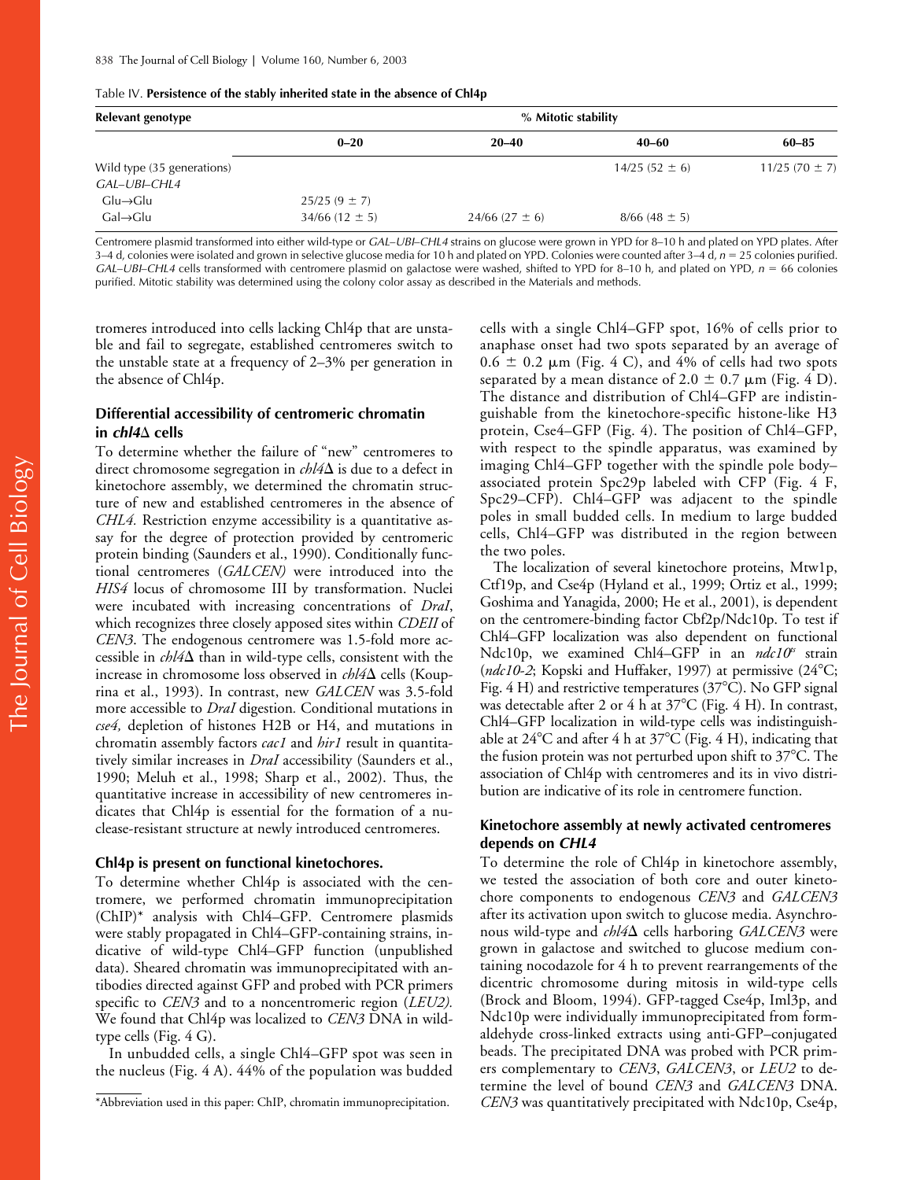Table IV. **Persistence of the stably inherited state in the absence of Chl4p**

| Relevant genotype | % Mitotic stability | | | |
|---|---|---|---|---|
| | 0–20 | 20–40 | 40–60 | 60–85 |
| Wild type (35 generations) | | | 14/25 (52 ± 6) | 11/25 (70 ± 7) |
| *GAL–UBI–CHL4* | | | | |
| Glu→Glu | 25/25 (9 ± 7) | | | |
| Gal→Glu | 34/66 (12 ± 5) | 24/66 (27 ± 6) | 8/66 (48 ± 5) | |

Centromere plasmid transformed into either wild-type or *GAL–UBI–CHL4* strains on glucose were grown in YPD for 8–10 h and plated on YPD plates. After 3–4 d, colonies were isolated and grown in selective glucose media for 10 h and plated on YPD. Colonies were counted after 3–4 d, *n* = 25 colonies purified. *GAL–UBI–CHL4* cells transformed with centromere plasmid on galactose were washed, shifted to YPD for 8–10 h, and plated on YPD, *n* = 66 colonies purified. Mitotic stability was determined using the colony color assay as described in the Materials and methods.

tromeres introduced into cells lacking Chl4p that are unstable and fail to segregate, established centromeres switch to the unstable state at a frequency of 2–3% per generation in the absence of Chl4p.

## Differential accessibility of centromeric chromatin in *chl4*Δ cells

To determine whether the failure of "new" centromeres to direct chromosome segregation in *chl4*Δ is due to a defect in kinetochore assembly, we determined the chromatin structure of new and established centromeres in the absence of *CHL4.* Restriction enzyme accessibility is a quantitative assay for the degree of protection provided by centromeric protein binding (Saunders et al., 1990). Conditionally functional centromeres (*GALCEN)* were introduced into the *HIS4* locus of chromosome III by transformation. Nuclei were incubated with increasing concentrations of *DraI*, which recognizes three closely apposed sites within *CDEII* of *CEN3*. The endogenous centromere was 1.5-fold more accessible in *chl4*Δ than in wild-type cells, consistent with the increase in chromosome loss observed in *chl4*Δ cells (Kouprina et al., 1993). In contrast, new *GALCEN* was 3.5-fold more accessible to *DraI* digestion*.* Conditional mutations in *cse4,* depletion of histones H2B or H4, and mutations in chromatin assembly factors *cac1* and *hir1* result in quantitatively similar increases in *DraI* accessibility (Saunders et al., 1990; Meluh et al., 1998; Sharp et al., 2002). Thus, the quantitative increase in accessibility of new centromeres indicates that Chl4p is essential for the formation of a nuclease-resistant structure at newly introduced centromeres.

## Chl4p is present on functional kinetochores.

To determine whether Chl4p is associated with the centromere, we performed chromatin immunoprecipitation (ChIP)* analysis with Chl4–GFP. Centromere plasmids were stably propagated in Chl4–GFP-containing strains, indicative of wild-type Chl4–GFP function (unpublished data). Sheared chromatin was immunoprecipitated with antibodies directed against GFP and probed with PCR primers specific to *CEN3* and to a noncentromeric region (*LEU2).* We found that Chl4p was localized to *CEN3* DNA in wild-type cells (Fig. 4 G).

In unbudded cells, a single Chl4–GFP spot was seen in the nucleus (Fig. 4 A). 44% of the population was budded cells with a single Chl4–GFP spot, 16% of cells prior to anaphase onset had two spots separated by an average of 0.6 ± 0.2 μm (Fig. 4 C), and 4% of cells had two spots separated by a mean distance of 2.0 ± 0.7 μm (Fig. 4 D). The distance and distribution of Chl4–GFP are indistinguishable from the kinetochore-specific histone-like H3 protein, Cse4–GFP (Fig. 4). The position of Chl4–GFP, with respect to the spindle apparatus, was examined by imaging Chl4–GFP together with the spindle pole body–associated protein Spc29p labeled with CFP (Fig. 4 F, Spc29–CFP). Chl4–GFP was adjacent to the spindle poles in small budded cells. In medium to large budded cells, Chl4–GFP was distributed in the region between the two poles.

The localization of several kinetochore proteins, Mtw1p, Ctf19p, and Cse4p (Hyland et al., 1999; Ortiz et al., 1999; Goshima and Yanagida, 2000; He et al., 2001), is dependent on the centromere-binding factor Cbf2p/Ndc10p. To test if Chl4–GFP localization was also dependent on functional Ndc10p, we examined Chl4–GFP in an *ndc10[ts]* strain (*ndc10-2*; Kopski and Huffaker, 1997) at permissive (24°C; Fig. 4 H) and restrictive temperatures (37°C). No GFP signal was detectable after 2 or 4 h at 37°C (Fig. 4 H). In contrast, Chl4–GFP localization in wild-type cells was indistinguishable at 24°C and after 4 h at 37°C (Fig. 4 H), indicating that the fusion protein was not perturbed upon shift to 37°C. The association of Chl4p with centromeres and its in vivo distribution are indicative of its role in centromere function.

## Kinetochore assembly at newly activated centromeres depends on *CHL4*

To determine the role of Chl4p in kinetochore assembly, we tested the association of both core and outer kinetochore components to endogenous *CEN3* and *GALCEN3* after its activation upon switch to glucose media. Asynchronous wild-type and *chl4*Δ cells harboring *GALCEN3* were grown in galactose and switched to glucose medium containing nocodazole for 4 h to prevent rearrangements of the dicentric chromosome during mitosis in wild-type cells (Brock and Bloom, 1994). GFP-tagged Cse4p, Iml3p, and Ndc10p were individually immunoprecipitated from formaldehyde cross-linked extracts using anti-GFP–conjugated beads. The precipitated DNA was probed with PCR primers complementary to *CEN3*, *GALCEN3*, or *LEU2* to determine the level of bound *CEN3* and *GALCEN3* DNA. *CEN3* was quantitatively precipitated with Ndc10p, Cse4p,

*Abbreviation used in this paper: ChIP, chromatin immunoprecipitation.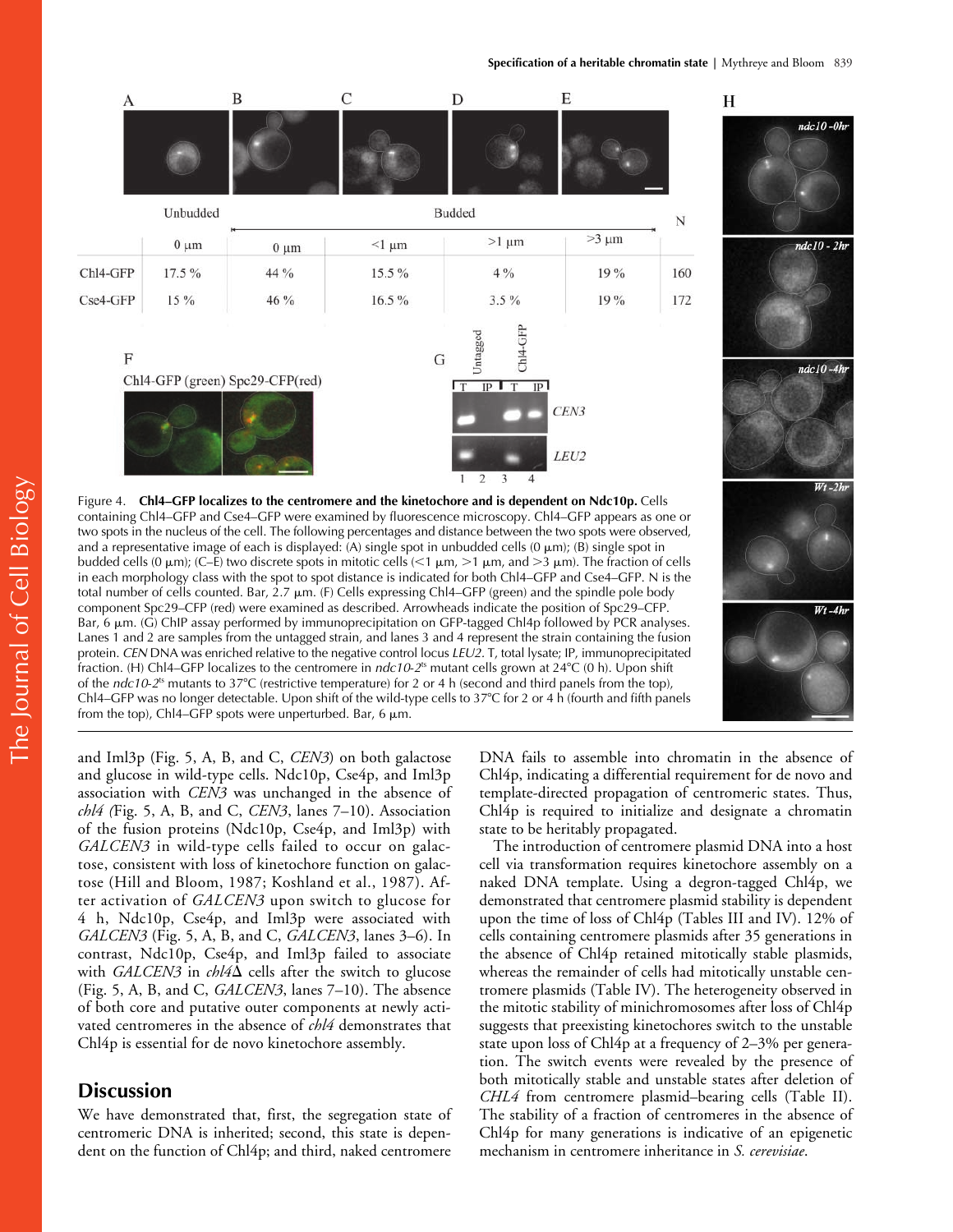|  | Unbudded | Budded |  |  |  | N |
|---|---|---|---|---|---|---|
|  | 0 μm | 0 μm | <1 μm | >1 μm | >3 μm |  |
| Chl4-GFP | 17.5 % | 44 % | 15.5 % | 4 % | 19 % | 160 |
| Cse4-GFP | 15 % | 46 % | 16.5 % | 3.5 % | 19 % | 172 |

Figure 4. **Chl4–GFP localizes to the centromere and the kinetochore and is dependent on Ndc10p.** Cells containing Chl4–GFP and Cse4–GFP were examined by fluorescence microscopy. Chl4–GFP appears as one or two spots in the nucleus of the cell. The following percentages and distance between the two spots were observed, and a representative image of each is displayed: (A) single spot in unbudded cells (0 μm); (B) single spot in budded cells (0 μm); (C–E) two discrete spots in mitotic cells (<1 μm, >1 μm, and >3 μm). The fraction of cells in each morphology class with the spot to spot distance is indicated for both Chl4–GFP and Cse4–GFP. N is the total number of cells counted. Bar, 2.7 μm. (F) Cells expressing Chl4–GFP (green) and the spindle pole body component Spc29–CFP (red) were examined as described. Arrowheads indicate the position of Spc29–CFP. Bar, 6 μm. (G) ChIP assay performed by immunoprecipitation on GFP-tagged Chl4p followed by PCR analyses. Lanes 1 and 2 are samples from the untagged strain, and lanes 3 and 4 represent the strain containing the fusion protein. *CEN* DNA was enriched relative to the negative control locus *LEU2*. T, total lysate; IP, immunoprecipitated fraction. (H) Chl4–GFP localizes to the centromere in *ndc10-2*[ts] mutant cells grown at 24°C (0 h). Upon shift of the *ndc10-2*[ts] mutants to 37°C (restrictive temperature) for 2 or 4 h (second and third panels from the top), Chl4–GFP was no longer detectable. Upon shift of the wild-type cells to 37°C for 2 or 4 h (fourth and fifth panels from the top), Chl4–GFP spots were unperturbed. Bar, 6 μm.

and Iml3p (Fig. 5, A, B, and C, *CEN3*) on both galactose and glucose in wild-type cells. Ndc10p, Cse4p, and Iml3p association with *CEN3* was unchanged in the absence of *chl4* (Fig. 5, A, B, and C, *CEN3*, lanes 7–10). Association of the fusion proteins (Ndc10p, Cse4p, and Iml3p) with *GALCEN3* in wild-type cells failed to occur on galactose, consistent with loss of kinetochore function on galactose (Hill and Bloom, 1987; Koshland et al., 1987). After activation of *GALCEN3* upon switch to glucose for 4 h, Ndc10p, Cse4p, and Iml3p were associated with *GALCEN3* (Fig. 5, A, B, and C, *GALCEN3*, lanes 3–6). In contrast, Ndc10p, Cse4p, and Iml3p failed to associate with *GALCEN3* in *chl4*Δ cells after the switch to glucose (Fig. 5, A, B, and C, *GALCEN3*, lanes 7–10). The absence of both core and putative outer components at newly activated centromeres in the absence of *chl4* demonstrates that Chl4p is essential for de novo kinetochore assembly.

## Discussion

We have demonstrated that, first, the segregation state of centromeric DNA is inherited; second, this state is dependent on the function of Chl4p; and third, naked centromere DNA fails to assemble into chromatin in the absence of Chl4p, indicating a differential requirement for de novo and template-directed propagation of centromeric states. Thus, Chl4p is required to initialize and designate a chromatin state to be heritably propagated.

The introduction of centromere plasmid DNA into a host cell via transformation requires kinetochore assembly on a naked DNA template. Using a degron-tagged Chl4p, we demonstrated that centromere plasmid stability is dependent upon the time of loss of Chl4p (Tables III and IV). 12% of cells containing centromere plasmids after 35 generations in the absence of Chl4p retained mitotically stable plasmids, whereas the remainder of cells had mitotically unstable centromere plasmids (Table IV). The heterogeneity observed in the mitotic stability of minichromosomes after loss of Chl4p suggests that preexisting kinetochores switch to the unstable state upon loss of Chl4p at a frequency of 2–3% per generation. The switch events were revealed by the presence of both mitotically stable and unstable states after deletion of *CHL4* from centromere plasmid–bearing cells (Table II). The stability of a fraction of centromeres in the absence of Chl4p for many generations is indicative of an epigenetic mechanism in centromere inheritance in *S. cerevisiae*.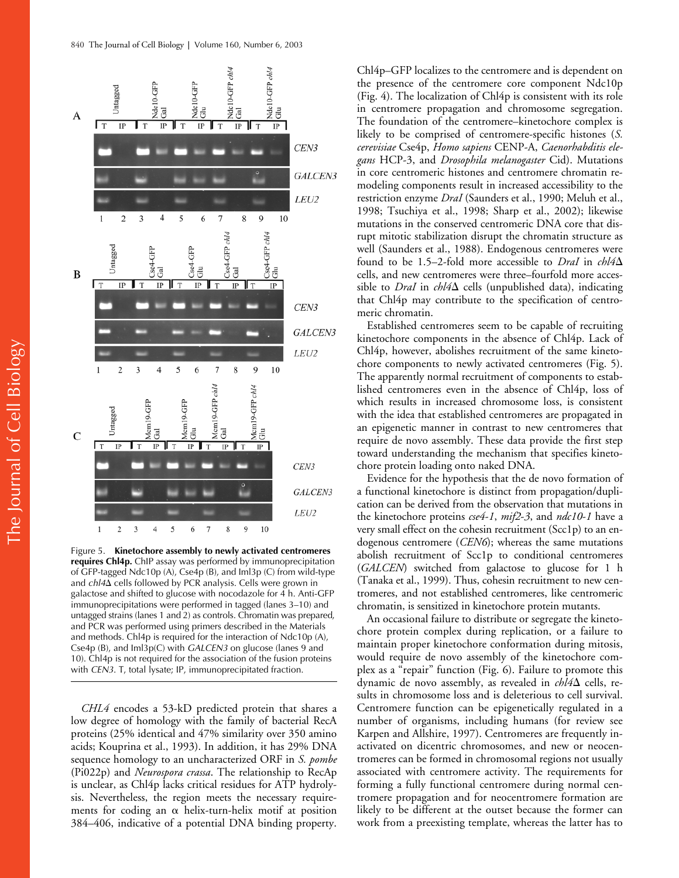Figure 5. **Kinetochore assembly to newly activated centromeres requires Chl4p.** ChIP assay was performed by immunoprecipitation of GFP-tagged Ndc10p (A), Cse4p (B), and Iml3p (C) from wild-type and *chl4*Δ cells followed by PCR analysis. Cells were grown in galactose and shifted to glucose with nocodazole for 4 h. Anti-GFP immunoprecipitations were performed in tagged (lanes 3–10) and untagged strains (lanes 1 and 2) as controls. Chromatin was prepared, and PCR was performed using primers described in the Materials and methods. Chl4p is required for the interaction of Ndc10p (A), Cse4p (B), and Iml3p(C) with *GALCEN3* on glucose (lanes 9 and 10). Chl4p is not required for the association of the fusion proteins with *CEN3*. T, total lysate; IP, immunoprecipitated fraction.

*CHL4* encodes a 53-kD predicted protein that shares a low degree of homology with the family of bacterial RecA proteins (25% identical and 47% similarity over 350 amino acids; Kouprina et al., 1993). In addition, it has 29% DNA sequence homology to an uncharacterized ORF in *S. pombe* (Pi022p) and *Neurospora crassa*. The relationship to RecAp is unclear, as Chl4p lacks critical residues for ATP hydrolysis. Nevertheless, the region meets the necessary requirements for coding an α helix-turn-helix motif at position 384–406, indicative of a potential DNA binding property. Chl4p–GFP localizes to the centromere and is dependent on the presence of the centromere core component Ndc10p (Fig. 4). The localization of Chl4p is consistent with its role in centromere propagation and chromosome segregation. The foundation of the centromere–kinetochore complex is likely to be comprised of centromere-specific histones (*S. cerevisiae* Cse4p, *Homo sapiens* CENP-A, *Caenorhabditis elegans* HCP-3, and *Drosophila melanogaster* Cid). Mutations in core centromeric histones and centromere chromatin remodeling components result in increased accessibility to the restriction enzyme *DraI* (Saunders et al., 1990; Meluh et al., 1998; Tsuchiya et al., 1998; Sharp et al., 2002); likewise mutations in the conserved centromeric DNA core that disrupt mitotic stabilization disrupt the chromatin structure as well (Saunders et al., 1988). Endogenous centromeres were found to be 1.5–2-fold more accessible to *DraI* in *chl4*Δ cells, and new centromeres were three–fourfold more accessible to *DraI* in *chl4*Δ cells (unpublished data), indicating that Chl4p may contribute to the specification of centromeric chromatin.

Established centromeres seem to be capable of recruiting kinetochore components in the absence of Chl4p. Lack of Chl4p, however, abolishes recruitment of the same kinetochore components to newly activated centromeres (Fig. 5). The apparently normal recruitment of components to established centromeres even in the absence of Chl4p, loss of which results in increased chromosome loss, is consistent with the idea that established centromeres are propagated in an epigenetic manner in contrast to new centromeres that require de novo assembly. These data provide the first step toward understanding the mechanism that specifies kinetochore protein loading onto naked DNA.

Evidence for the hypothesis that the de novo formation of a functional kinetochore is distinct from propagation/duplication can be derived from the observation that mutations in the kinetochore proteins *cse4-1*, *mif2-3*, and *ndc10-1* have a very small effect on the cohesin recruitment (Scc1p) to an endogenous centromere (*CEN6*); whereas the same mutations abolish recruitment of Scc1p to conditional centromeres (*GALCEN*) switched from galactose to glucose for 1 h (Tanaka et al., 1999). Thus, cohesin recruitment to new centromeres, and not established centromeres, like centromeric chromatin, is sensitized in kinetochore protein mutants.

An occasional failure to distribute or segregate the kinetochore protein complex during replication, or a failure to maintain proper kinetochore conformation during mitosis, would require de novo assembly of the kinetochore complex as a "repair" function (Fig. 6). Failure to promote this dynamic de novo assembly, as revealed in *chl4*Δ cells, results in chromosome loss and is deleterious to cell survival. Centromere function can be epigenetically regulated in a number of organisms, including humans (for review see Karpen and Allshire, 1997). Centromeres are frequently inactivated on dicentric chromosomes, and new or neocentromeres can be formed in chromosomal regions not usually associated with centromere activity. The requirements for forming a fully functional centromere during normal centromere propagation and for neocentromere formation are likely to be different at the outset because the former can work from a preexisting template, whereas the latter has to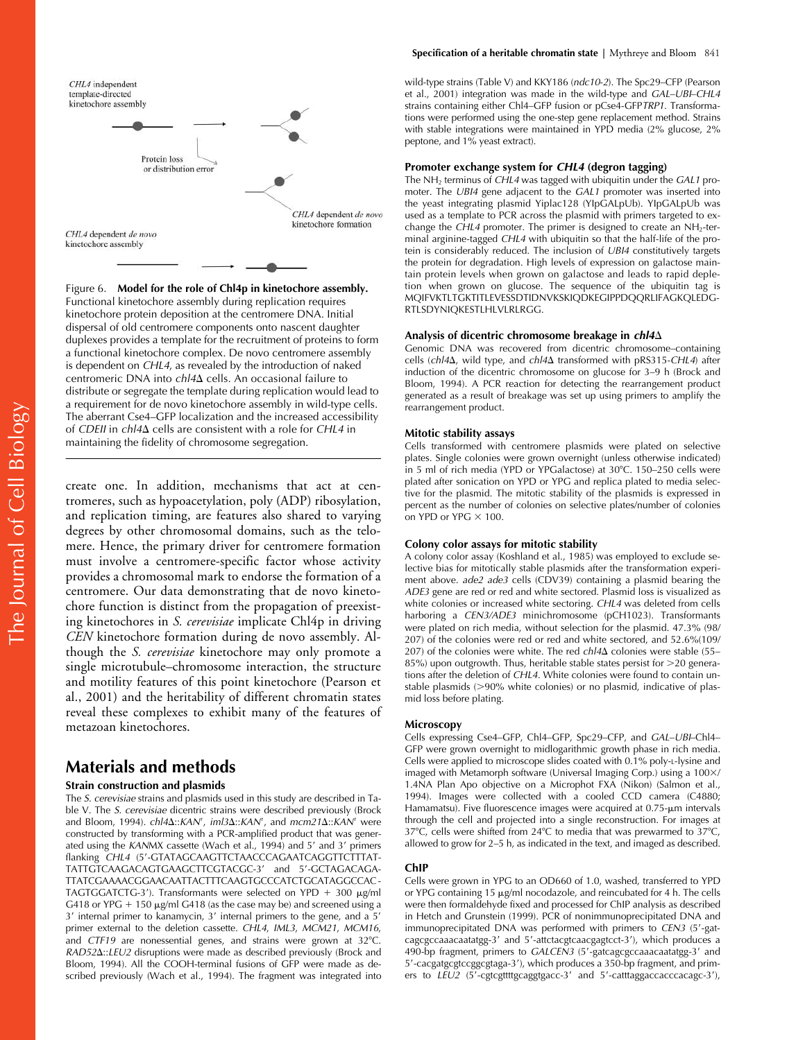CHL4 independent template-directed kinetochore assembly

Protein loss or distribution error

CHL4 dependent *de novo* kinetochore formation

CHL4 dependent *de novo* kinetochore assembly

Figure 6. **Model for the role of Chl4p in kinetochore assembly.** Functional kinetochore assembly during replication requires kinetochore protein deposition at the centromere DNA. Initial dispersal of old centromere components onto nascent daughter duplexes provides a template for the recruitment of proteins to form a functional kinetochore complex. De novo centromere assembly is dependent on *CHL4*, as revealed by the introduction of naked centromeric DNA into *chl4Δ* cells. An occasional failure to distribute or segregate the template during replication would lead to a requirement for de novo kinetochore assembly in wild-type cells. The aberrant Cse4–GFP localization and the increased accessibility of *CDEII* in *chl4Δ* cells are consistent with a role for *CHL4* in maintaining the fidelity of chromosome segregation.

create one. In addition, mechanisms that act at centromeres, such as hypoacetylation, poly (ADP) ribosylation, and replication timing, are features also shared to varying degrees by other chromosomal domains, such as the telomere. Hence, the primary driver for centromere formation must involve a centromere-specific factor whose activity provides a chromosomal mark to endorse the formation of a centromere. Our data demonstrating that de novo kinetochore function is distinct from the propagation of preexisting kinetochores in *S. cerevisiae* implicate Chl4p in driving *CEN* kinetochore formation during de novo assembly. Although the *S. cerevisiae* kinetochore may only promote a single microtubule–chromosome interaction, the structure and motility features of this point kinetochore (Pearson et al., 2001) and the heritability of different chromatin states reveal these complexes to exhibit many of the features of metazoan kinetochores.

## Materials and methods

### Strain construction and plasmids

The *S. cerevisiae* strains and plasmids used in this study are described in Table V. The *S. cerevisiae* dicentric strains were described previously (Brock and Bloom, 1994). *chl4Δ::KAN^r*, *iml3Δ::KAN^r*, and *mcm21Δ::KAN^r* were constructed by transforming with a PCR-amplified product that was generated using the *KAN*MX cassette (Wach et al., 1994) and 5′ and 3′ primers flanking *CHL4* (5′-GTATAGCAAGTTCTAACCCAGAATCAGGTTCTTTATTATTGTCAAGACAGTGAAGCTTCGTACGC-3′ and 5′-GCTAGACAGATTATCGAAAACGGAACAATTACTTTCAAGTGCCCATCTGCATAGGCCACTAGTGGATCTG-3′). Transformants were selected on YPD + 300 μg/ml G418 or YPG + 150 μg/ml G418 (as the case may be) and screened using a 3′ internal primer to kanamycin, 3′ internal primers to the gene, and a 5′ primer external to the deletion cassette. *CHL4*, *IML3*, *MCM21*, *MCM16*, and *CTF19* are nonessential genes, and strains were grown at 32°C. *RAD52Δ::LEU2* disruptions were made as described previously (Brock and Bloom, 1994). All the COOH-terminal fusions of GFP were made as described previously (Wach et al., 1994). The fragment was integrated into wild-type strains (Table V) and KKY186 (*ndc10-2*). The Spc29–CFP (Pearson et al., 2001) integration was made in the wild-type and *GAL–UBI–CHL4* strains containing either Chl4–GFP fusion or pCse4-GFP*TRP1*. Transformations were performed using the one-step gene replacement method. Strains with stable integrations were maintained in YPD media (2% glucose, 2% peptone, and 1% yeast extract).

### Promoter exchange system for *CHL4* (degron tagging)

The $NH_2$ terminus of *CHL4* was tagged with ubiquitin under the *GAL1* promoter. The *UBI4* gene adjacent to the *GAL1* promoter was inserted into the yeast integrating plasmid Yiplac128 (YIpGALpUb). YIpGALpUb was used as a template to PCR across the plasmid with primers targeted to exchange the *CHL4* promoter. The primer is designed to create an $NH_2$-terminal arginine-tagged *CHL4* with ubiquitin so that the half-life of the protein is considerably reduced. The inclusion of *UBI4* constitutively targets the protein for degradation. High levels of expression on galactose maintain protein levels when grown on galactose and leads to rapid depletion when grown on glucose. The sequence of the ubiquitin tag is MQIFVKTLTGKTITLEVESSDTIDNVKSKIQDKEGIPPDQQRLIFAGKQLEDGRTLSDYNIQKESTLHLVLRLRGG.

### Analysis of dicentric chromosome breakage in *chl4Δ*

Genomic DNA was recovered from dicentric chromosome–containing cells (*chl4Δ*, wild type, and *chl4Δ* transformed with pRS315-*CHL4*) after induction of the dicentric chromosome on glucose for 3–9 h (Brock and Bloom, 1994). A PCR reaction for detecting the rearrangement product generated as a result of breakage was set up using primers to amplify the rearrangement product.

### Mitotic stability assays

Cells transformed with centromere plasmids were plated on selective plates. Single colonies were grown overnight (unless otherwise indicated) in 5 ml of rich media (YPD or YPGalactose) at 30°C. 150–250 cells were plated after sonication on YPD or YPG and replica plated to media selective for the plasmid. The mitotic stability of the plasmids is expressed in percent as the number of colonies on selective plates/number of colonies on YPD or YPG × 100.

### Colony color assays for mitotic stability

A colony color assay (Koshland et al., 1985) was employed to exclude selective bias for mitotically stable plasmids after the transformation experiment above. *ade2 ade3* cells (CDV39) containing a plasmid bearing the *ADE3* gene are red or red and white sectored. Plasmid loss is visualized as white colonies or increased white sectoring. *CHL4* was deleted from cells harboring a *CEN3/ADE3* minichromosome (pCH1023). Transformants were plated on rich media, without selection for the plasmid. 47.3% (98/207) of the colonies were red or red and white sectored, and 52.6% (109/207) of the colonies were white. The red *chl4Δ* colonies were stable (55–85%) upon outgrowth. Thus, heritable stable states persist for >20 generations after the deletion of *CHL4*. White colonies were found to contain unstable plasmids (>90% white colonies) or no plasmid, indicative of plasmid loss before plating.

### Microscopy

Cells expressing Cse4–GFP, Chl4–GFP, Spc29–CFP, and *GAL–UBI*–Chl4–GFP were grown overnight to midlogarithmic growth phase in rich media. Cells were applied to microscope slides coated with 0.1% poly-L-lysine and imaged with Metamorph software (Universal Imaging Corp.) using a 100×/1.4NA Plan Apo objective on a Microphot FXA (Nikon) (Salmon et al., 1994). Images were collected with a cooled CCD camera (C4880; Hamamatsu). Five fluorescence images were acquired at 0.75-μm intervals through the cell and projected into a single reconstruction. For images at 37°C, cells were shifted from 24°C to media that was prewarmed to 37°C, allowed to grow for 2–5 h, as indicated in the text, and imaged as described.

### ChIP

Cells were grown in YPG to an OD660 of 1.0, washed, transferred to YPD or YPG containing 15 μg/ml nocodazole, and reincubated for 4 h. The cells were then formaldehyde fixed and processed for ChIP analysis as described in Hetch and Grunstein (1999). PCR of nonimmunoprecipitated DNA and immunoprecipitated DNA was performed with primers to *CEN3* (5′-gatcagcgccaaacaatatgg-3′ and 5′-attctacgtcaacgagtcct-3′), which produces a 490-bp fragment, primers to *GALCEN3* (5′-gatcagcgccaaacaatatgg-3′ and 5′-cacgatgcgtccggcgtaga-3′), which produces a 350-bp fragment, and primers to *LEU2* (5′-cgtcgttttgcaggtgacc-3′ and 5′-catttaggaccacccacagc-3′),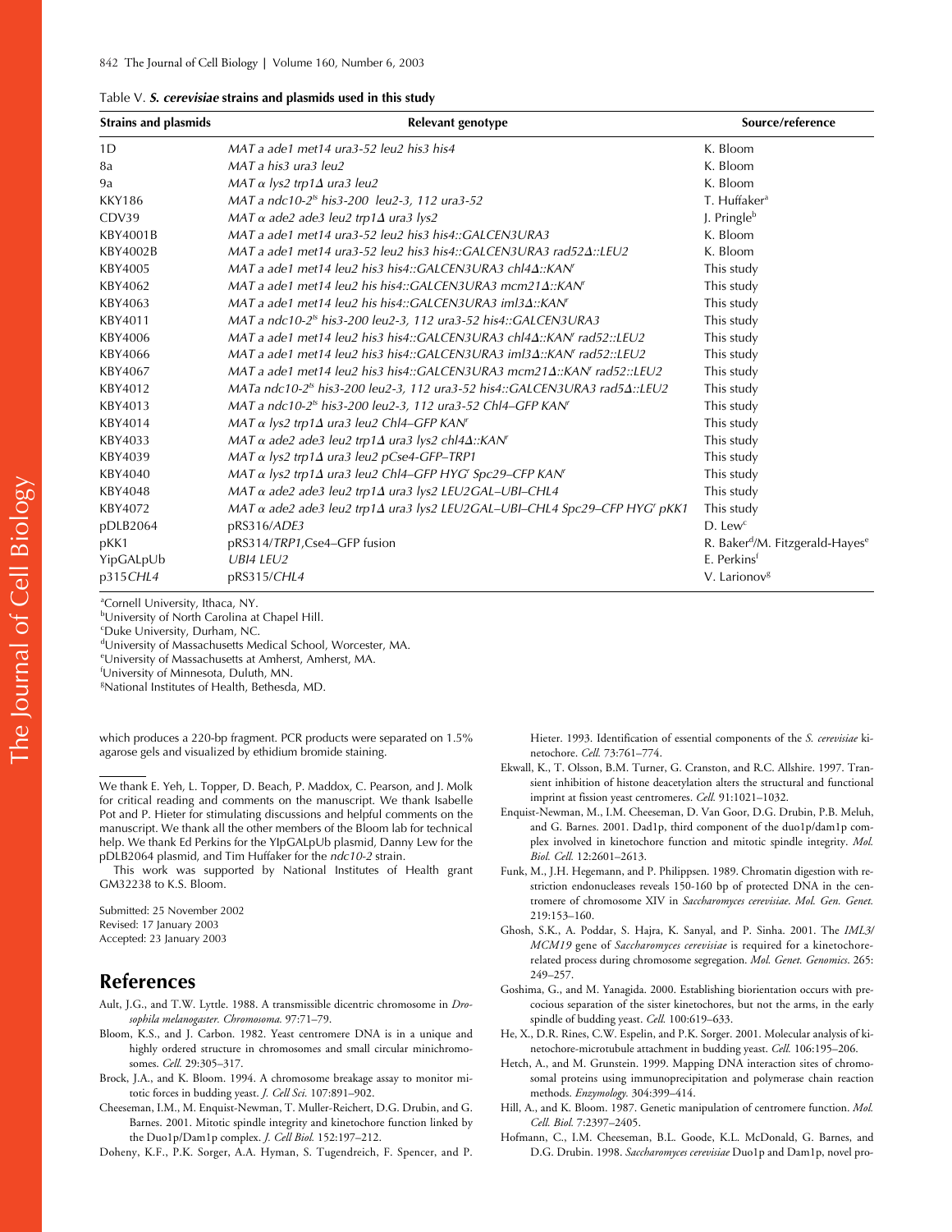Table V. ***S. cerevisiae* strains and plasmids used in this study**

| Strains and plasmids | Relevant genotype | Source/reference |
|---|---|---|
| 1D | *MAT a ade1 met14 ura3-52 leu2 his3 his4* | K. Bloom |
| 8a | *MAT a his3 ura3 leu2* | K. Bloom |
| 9a | *MAT α lys2 trp1Δ ura3 leu2* | K. Bloom |
| KKY186 | *MAT a ndc10-2$^{ts}$ his3-200 leu2-3, 112 ura3-52* | T. Huffaker[a] |
| CDV39 | *MAT α ade2 ade3 leu2 trp1Δ ura3 lys2* | J. Pringle[b] |
| KBY4001B | *MAT a ade1 met14 ura3-52 leu2 his3 his4::GALCEN3URA3* | K. Bloom |
| KBY4002B | *MAT a ade1 met14 ura3-52 leu2 his3 his4::GALCEN3URA3 rad52Δ::LEU2* | K. Bloom |
| KBY4005 | *MAT a ade1 met14 leu2 his3 his4::GALCEN3URA3 chl4Δ::KAN$^r$* | This study |
| KBY4062 | *MAT a ade1 met14 leu2 his his4::GALCEN3URA3 mcm21Δ::KAN$^r$* | This study |
| KBY4063 | *MAT a ade1 met14 leu2 his his4::GALCEN3URA3 iml3Δ::KAN$^r$* | This study |
| KBY4011 | *MAT a ndc10-2$^{ts}$ his3-200 leu2-3, 112 ura3-52 his4::GALCEN3URA3* | This study |
| KBY4006 | *MAT a ade1 met14 leu2 his3 his4::GALCEN3URA3 chl4Δ::KAN$^r$ rad52::LEU2* | This study |
| KBY4066 | *MAT a ade1 met14 leu2 his3 his4::GALCEN3URA3 iml3Δ::KAN$^r$ rad52::LEU2* | This study |
| KBY4067 | *MAT a ade1 met14 leu2 his3 his4::GALCEN3URA3 mcm21Δ::KAN$^r$ rad52::LEU2* | This study |
| KBY4012 | *MATa ndc10-2$^{ts}$ his3-200 leu2-3, 112 ura3-52 his4::GALCEN3URA3 rad5Δ::LEU2* | This study |
| KBY4013 | *MAT a ndc10-2$^{ts}$ his3-200 leu2-3, 112 ura3-52 Chl4–GFP KAN$^r$* | This study |
| KBY4014 | *MAT α lys2 trp1Δ ura3 leu2 Chl4–GFP KAN$^r$* | This study |
| KBY4033 | *MAT α ade2 ade3 leu2 trp1Δ ura3 lys2 chl4Δ::KAN$^r$* | This study |
| KBY4039 | *MAT α lys2 trp1Δ ura3 leu2 pCse4-GFP–TRP1* | This study |
| KBY4040 | *MAT α lys2 trp1Δ ura3 leu2 Chl4–GFP HYG$^r$ Spc29–CFP KAN$^r$* | This study |
| KBY4048 | *MAT α ade2 ade3 leu2 trp1Δ ura3 lys2 LEU2GAL–UBI–CHL4* | This study |
| KBY4072 | *MAT α ade2 ade3 leu2 trp1Δ ura3 lys2 LEU2GAL–UBI–CHL4 Spc29–CFP HYG$^r$ pKK1* | This study |
| pDLB2064 | pRS316/*ADE3* | D. Lew[c] |
| pKK1 | pRS314/*TRP1*,Cse4–GFP fusion | R. Baker[d]/M. Fitzgerald-Hayes[e] |
| YipGALpUb | *UBI4 LEU2* | E. Perkins[f] |
| p315*CHL4* | pRS315/*CHL4* | V. Larionov[g] |

[a]Cornell University, Ithaca, NY.
[b]University of North Carolina at Chapel Hill.
[c]Duke University, Durham, NC.
[d]University of Massachusetts Medical School, Worcester, MA.
[e]University of Massachusetts at Amherst, Amherst, MA.
[f]University of Minnesota, Duluth, MN.
[g]National Institutes of Health, Bethesda, MD.

which produces a 220-bp fragment. PCR products were separated on 1.5% agarose gels and visualized by ethidium bromide staining.

We thank E. Yeh, L. Topper, D. Beach, P. Maddox, C. Pearson, and J. Molk for critical reading and comments on the manuscript. We thank Isabelle Pot and P. Hieter for stimulating discussions and helpful comments on the manuscript. We thank all the other members of the Bloom lab for technical help. We thank Ed Perkins for the YIpGALpUb plasmid, Danny Lew for the pDLB2064 plasmid, and Tim Huffaker for the *ndc10-2* strain.

This work was supported by National Institutes of Health grant GM32238 to K.S. Bloom.

Submitted: 25 November 2002
Revised: 17 January 2003
Accepted: 23 January 2003

## References

Ault, J.G., and T.W. Lyttle. 1988. A transmissible dicentric chromosome in *Drosophila melanogaster*. *Chromosoma.* 97:71–79.

Bloom, K.S., and J. Carbon. 1982. Yeast centromere DNA is in a unique and highly ordered structure in chromosomes and small circular minichromosomes. *Cell.* 29:305–317.

Brock, J.A., and K. Bloom. 1994. A chromosome breakage assay to monitor mitotic forces in budding yeast. *J. Cell Sci.* 107:891–902.

Cheeseman, I.M., M. Enquist-Newman, T. Muller-Reichert, D.G. Drubin, and G. Barnes. 2001. Mitotic spindle integrity and kinetochore function linked by the Duo1p/Dam1p complex. *J. Cell Biol.* 152:197–212.

Doheny, K.F., P.K. Sorger, A.A. Hyman, S. Tugendreich, F. Spencer, and P. Hieter. 1993. Identification of essential components of the *S. cerevisiae* kinetochore. *Cell.* 73:761–774.

Ekwall, K., T. Olsson, B.M. Turner, G. Cranston, and R.C. Allshire. 1997. Transient inhibition of histone deacetylation alters the structural and functional imprint at fission yeast centromeres. *Cell.* 91:1021–1032.

Enquist-Newman, M., I.M. Cheeseman, D. Van Goor, D.G. Drubin, P.B. Meluh, and G. Barnes. 2001. Dad1p, third component of the duo1p/dam1p complex involved in kinetochore function and mitotic spindle integrity. *Mol. Biol. Cell.* 12:2601–2613.

Funk, M., J.H. Hegemann, and P. Philippsen. 1989. Chromatin digestion with restriction endonucleases reveals 150-160 bp of protected DNA in the centromere of chromosome XIV in *Saccharomyces cerevisiae*. *Mol. Gen. Genet.* 219:153–160.

Ghosh, S.K., A. Poddar, S. Hajra, K. Sanyal, and P. Sinha. 2001. The *IML3/MCM19* gene of *Saccharomyces cerevisiae* is required for a kinetochore-related process during chromosome segregation. *Mol. Genet. Genomics.* 265:249–257.

Goshima, G., and M. Yanagida. 2000. Establishing biorientation occurs with precocious separation of the sister kinetochores, but not the arms, in the early spindle of budding yeast. *Cell.* 100:619–633.

He, X., D.R. Rines, C.W. Espelin, and P.K. Sorger. 2001. Molecular analysis of kinetochore-microtubule attachment in budding yeast. *Cell.* 106:195–206.

Hetch, A., and M. Grunstein. 1999. Mapping DNA interaction sites of chromosomal proteins using immunoprecipitation and polymerase chain reaction methods. *Enzymology.* 304:399–414.

Hill, A., and K. Bloom. 1987. Genetic manipulation of centromere function. *Mol. Cell. Biol.* 7:2397–2405.

Hofmann, C., I.M. Cheeseman, B.L. Goode, K.L. McDonald, G. Barnes, and D.G. Drubin. 1998. *Saccharomyces cerevisiae* Duo1p and Dam1p, novel pro-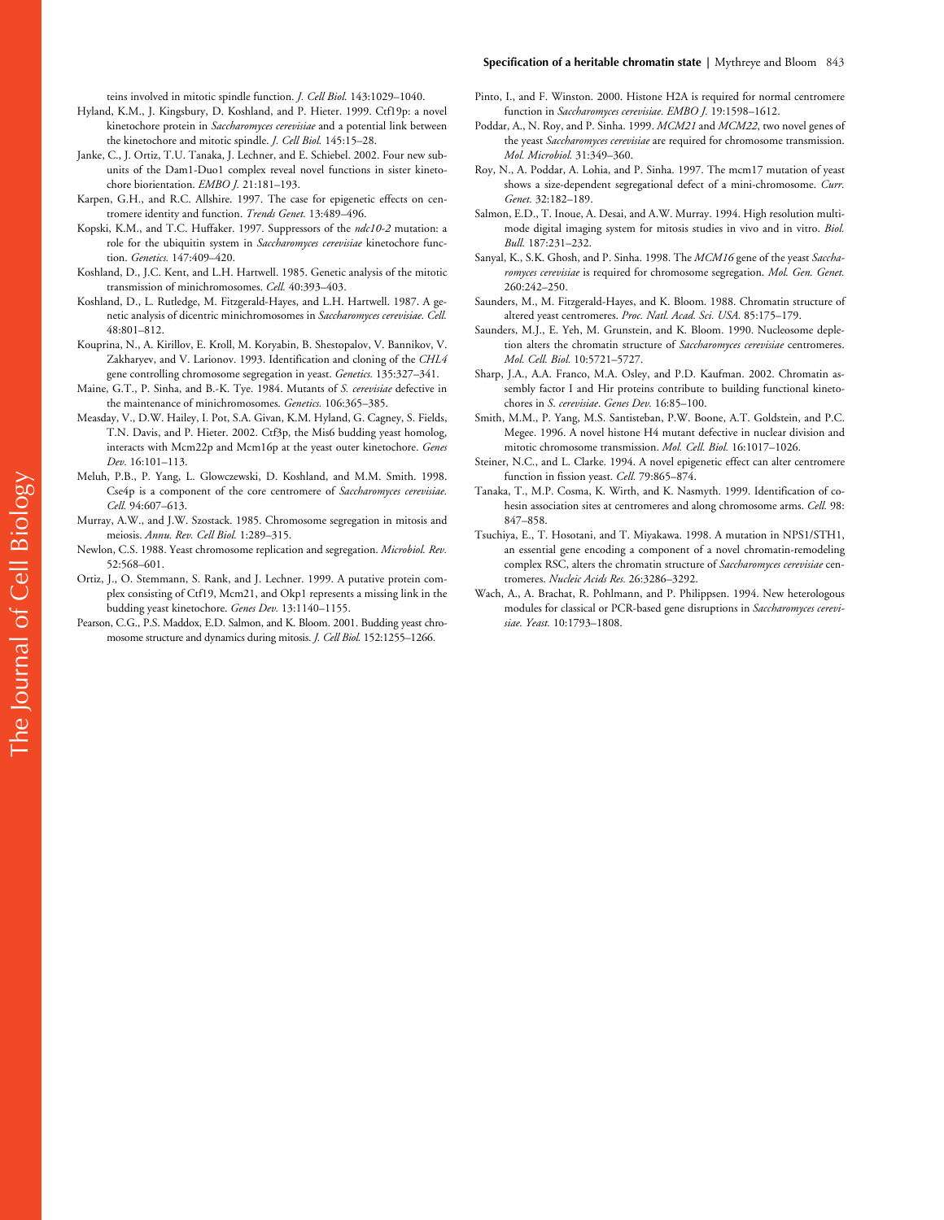teins involved in mitotic spindle function. *J. Cell Biol.* 143:1029–1040.

Hyland, K.M., J. Kingsbury, D. Koshland, and P. Hieter. 1999. Ctf19p: a novel kinetochore protein in *Saccharomyces cerevisiae* and a potential link between the kinetochore and mitotic spindle. *J. Cell Biol.* 145:15–28.

Janke, C., J. Ortiz, T.U. Tanaka, J. Lechner, and E. Schiebel. 2002. Four new subunits of the Dam1-Duo1 complex reveal novel functions in sister kinetochore biorientation. *EMBO J.* 21:181–193.

Karpen, G.H., and R.C. Allshire. 1997. The case for epigenetic effects on centromere identity and function. *Trends Genet.* 13:489–496.

Kopski, K.M., and T.C. Huffaker. 1997. Suppressors of the *ndc10-2* mutation: a role for the ubiquitin system in *Saccharomyces cerevisiae* kinetochore function. *Genetics.* 147:409–420.

Koshland, D., J.C. Kent, and L.H. Hartwell. 1985. Genetic analysis of the mitotic transmission of minichromosomes. *Cell.* 40:393–403.

Koshland, D., L. Rutledge, M. Fitzgerald-Hayes, and L.H. Hartwell. 1987. A genetic analysis of dicentric minichromosomes in *Saccharomyces cerevisiae*. *Cell.* 48:801–812.

Kouprina, N., A. Kirillov, E. Kroll, M. Koryabin, B. Shestopalov, V. Bannikov, V. Zakharyev, and V. Larionov. 1993. Identification and cloning of the *CHL4* gene controlling chromosome segregation in yeast. *Genetics.* 135:327–341.

Maine, G.T., P. Sinha, and B.-K. Tye. 1984. Mutants of *S. cerevisiae* defective in the maintenance of minichromosomes. *Genetics.* 106:365–385.

Measday, V., D.W. Hailey, I. Pot, S.A. Givan, K.M. Hyland, G. Cagney, S. Fields, T.N. Davis, and P. Hieter. 2002. Ctf3p, the Mis6 budding yeast homolog, interacts with Mcm22p and Mcm16p at the yeast outer kinetochore. *Genes Dev.* 16:101–113.

Meluh, P.B., P. Yang, L. Glowczewski, D. Koshland, and M.M. Smith. 1998. Cse4p is a component of the core centromere of *Saccharomyces cerevisiae*. *Cell.* 94:607–613.

Murray, A.W., and J.W. Szostack. 1985. Chromosome segregation in mitosis and meiosis. *Annu. Rev. Cell Biol.* 1:289–315.

Newlon, C.S. 1988. Yeast chromosome replication and segregation. *Microbiol. Rev.* 52:568–601.

Ortiz, J., O. Stemmann, S. Rank, and J. Lechner. 1999. A putative protein complex consisting of Ctf19, Mcm21, and Okp1 represents a missing link in the budding yeast kinetochore. *Genes Dev.* 13:1140–1155.

Pearson, C.G., P.S. Maddox, E.D. Salmon, and K. Bloom. 2001. Budding yeast chromosome structure and dynamics during mitosis. *J. Cell Biol.* 152:1255–1266.

Pinto, I., and F. Winston. 2000. Histone H2A is required for normal centromere function in *Saccharomyces cerevisiae*. *EMBO J.* 19:1598–1612.

Poddar, A., N. Roy, and P. Sinha. 1999. *MCM21* and *MCM22*, two novel genes of the yeast *Saccharomyces cerevisiae* are required for chromosome transmission. *Mol. Microbiol.* 31:349–360.

Roy, N., A. Poddar, A. Lohia, and P. Sinha. 1997. The mcm17 mutation of yeast shows a size-dependent segregational defect of a mini-chromosome. *Curr. Genet.* 32:182–189.

Salmon, E.D., T. Inoue, A. Desai, and A.W. Murray. 1994. High resolution multimode digital imaging system for mitosis studies in vivo and in vitro. *Biol. Bull.* 187:231–232.

Sanyal, K., S.K. Ghosh, and P. Sinha. 1998. The *MCM16* gene of the yeast *Saccharomyces cerevisiae* is required for chromosome segregation. *Mol. Gen. Genet.* 260:242–250.

Saunders, M., M. Fitzgerald-Hayes, and K. Bloom. 1988. Chromatin structure of altered yeast centromeres. *Proc. Natl. Acad. Sci. USA.* 85:175–179.

Saunders, M.J., E. Yeh, M. Grunstein, and K. Bloom. 1990. Nucleosome depletion alters the chromatin structure of *Saccharomyces cerevisiae* centromeres. *Mol. Cell. Biol.* 10:5721–5727.

Sharp, J.A., A.A. Franco, M.A. Osley, and P.D. Kaufman. 2002. Chromatin assembly factor I and Hir proteins contribute to building functional kinetochores in *S. cerevisiae*. *Genes Dev.* 16:85–100.

Smith, M.M., P. Yang, M.S. Santisteban, P.W. Boone, A.T. Goldstein, and P.C. Megee. 1996. A novel histone H4 mutant defective in nuclear division and mitotic chromosome transmission. *Mol. Cell. Biol.* 16:1017–1026.

Steiner, N.C., and L. Clarke. 1994. A novel epigenetic effect can alter centromere function in fission yeast. *Cell.* 79:865–874.

Tanaka, T., M.P. Cosma, K. Wirth, and K. Nasmyth. 1999. Identification of cohesin association sites at centromeres and along chromosome arms. *Cell.* 98: 847–858.

Tsuchiya, E., T. Hosotani, and T. Miyakawa. 1998. A mutation in NPS1/STH1, an essential gene encoding a component of a novel chromatin-remodeling complex RSC, alters the chromatin structure of *Saccharomyces cerevisiae* centromeres. *Nucleic Acids Res.* 26:3286–3292.

Wach, A., A. Brachat, R. Pohlmann, and P. Philippsen. 1994. New heterologous modules for classical or PCR-based gene disruptions in *Saccharomyces cerevisiae*. *Yeast.* 10:1793–1808.